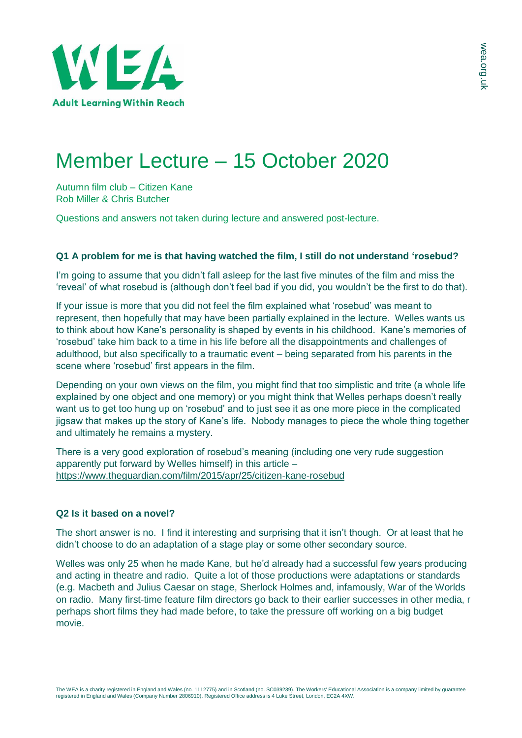# Member Lecture – 15 October 2020

Autumn film club – Citizen Kane
Rob Miller & Chris Butcher

Questions and answers not taken during lecture and answered post-lecture.

**Q1 A problem for me is that having watched the film, I still do not understand 'rosebud?**

I'm going to assume that you didn't fall asleep for the last five minutes of the film and miss the 'reveal' of what rosebud is (although don't feel bad if you did, you wouldn't be the first to do that).

If your issue is more that you did not feel the film explained what 'rosebud' was meant to represent, then hopefully that may have been partially explained in the lecture. Welles wants us to think about how Kane's personality is shaped by events in his childhood. Kane's memories of 'rosebud' take him back to a time in his life before all the disappointments and challenges of adulthood, but also specifically to a traumatic event – being separated from his parents in the scene where 'rosebud' first appears in the film.

Depending on your own views on the film, you might find that too simplistic and trite (a whole life explained by one object and one memory) or you might think that Welles perhaps doesn't really want us to get too hung up on 'rosebud' and to just see it as one more piece in the complicated jigsaw that makes up the story of Kane's life. Nobody manages to piece the whole thing together and ultimately he remains a mystery.

There is a very good exploration of rosebud's meaning (including one very rude suggestion apparently put forward by Welles himself) in this article – https://www.theguardian.com/film/2015/apr/25/citizen-kane-rosebud

**Q2 Is it based on a novel?**

The short answer is no. I find it interesting and surprising that it isn't though. Or at least that he didn't choose to do an adaptation of a stage play or some other secondary source.

Welles was only 25 when he made Kane, but he'd already had a successful few years producing and acting in theatre and radio. Quite a lot of those productions were adaptations or standards (e.g. Macbeth and Julius Caesar on stage, Sherlock Holmes and, infamously, War of the Worlds on radio. Many first-time feature film directors go back to their earlier successes in other media, r perhaps short films they had made before, to take the pressure off working on a big budget movie.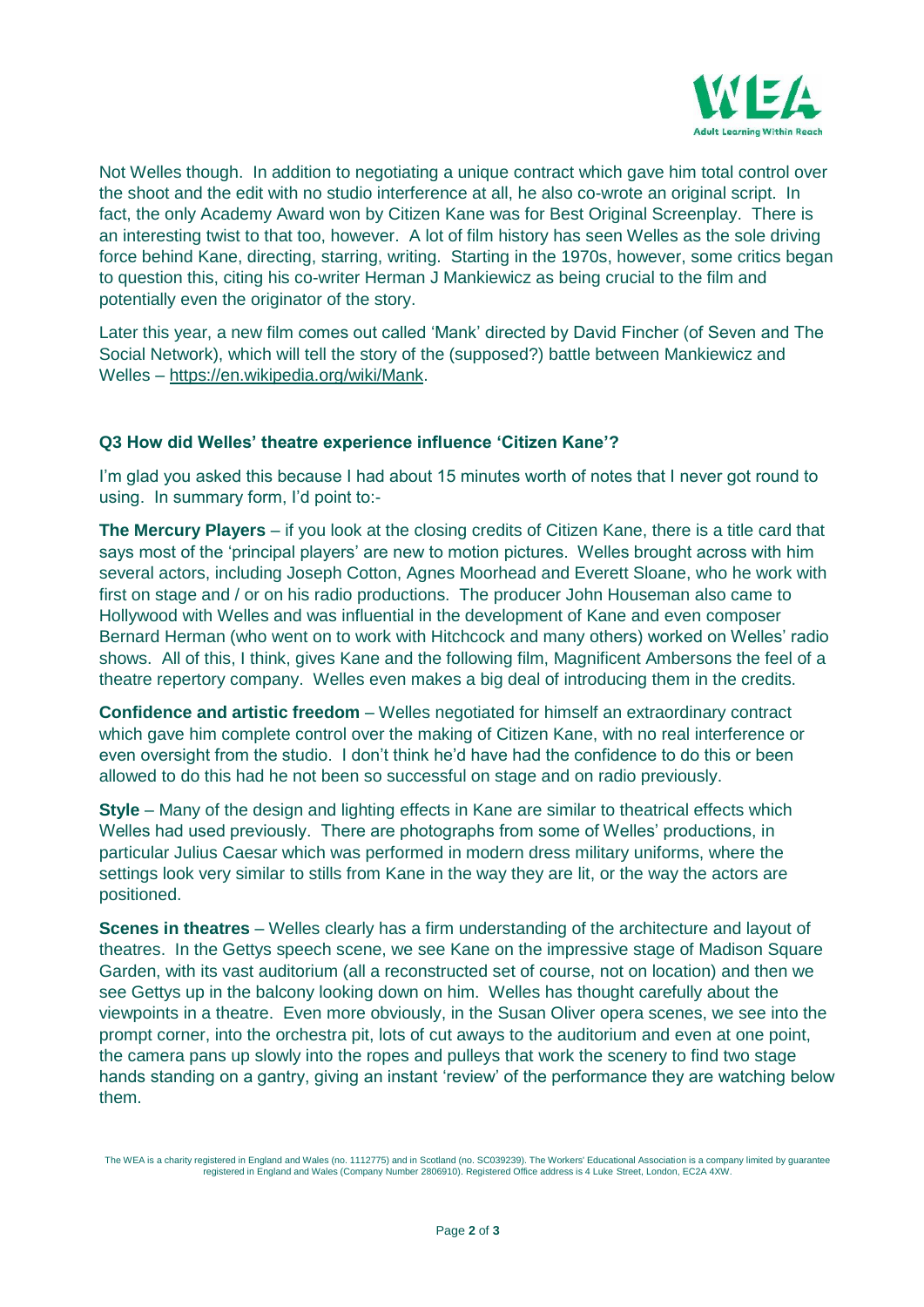Not Welles though. In addition to negotiating a unique contract which gave him total control over the shoot and the edit with no studio interference at all, he also co-wrote an original script. In fact, the only Academy Award won by Citizen Kane was for Best Original Screenplay. There is an interesting twist to that too, however. A lot of film history has seen Welles as the sole driving force behind Kane, directing, starring, writing. Starting in the 1970s, however, some critics began to question this, citing his co-writer Herman J Mankiewicz as being crucial to the film and potentially even the originator of the story.

Later this year, a new film comes out called 'Mank' directed by David Fincher (of Seven and The Social Network), which will tell the story of the (supposed?) battle between Mankiewicz and Welles – https://en.wikipedia.org/wiki/Mank.

### Q3 How did Welles' theatre experience influence 'Citizen Kane'?

I'm glad you asked this because I had about 15 minutes worth of notes that I never got round to using. In summary form, I'd point to:-

**The Mercury Players** – if you look at the closing credits of Citizen Kane, there is a title card that says most of the 'principal players' are new to motion pictures. Welles brought across with him several actors, including Joseph Cotton, Agnes Moorhead and Everett Sloane, who he work with first on stage and / or on his radio productions. The producer John Houseman also came to Hollywood with Welles and was influential in the development of Kane and even composer Bernard Herman (who went on to work with Hitchcock and many others) worked on Welles' radio shows. All of this, I think, gives Kane and the following film, Magnificent Ambersons the feel of a theatre repertory company. Welles even makes a big deal of introducing them in the credits.

**Confidence and artistic freedom** – Welles negotiated for himself an extraordinary contract which gave him complete control over the making of Citizen Kane, with no real interference or even oversight from the studio. I don't think he'd have had the confidence to do this or been allowed to do this had he not been so successful on stage and on radio previously.

**Style** – Many of the design and lighting effects in Kane are similar to theatrical effects which Welles had used previously. There are photographs from some of Welles' productions, in particular Julius Caesar which was performed in modern dress military uniforms, where the settings look very similar to stills from Kane in the way they are lit, or the way the actors are positioned.

**Scenes in theatres** – Welles clearly has a firm understanding of the architecture and layout of theatres. In the Gettys speech scene, we see Kane on the impressive stage of Madison Square Garden, with its vast auditorium (all a reconstructed set of course, not on location) and then we see Gettys up in the balcony looking down on him. Welles has thought carefully about the viewpoints in a theatre. Even more obviously, in the Susan Oliver opera scenes, we see into the prompt corner, into the orchestra pit, lots of cut aways to the auditorium and even at one point, the camera pans up slowly into the ropes and pulleys that work the scenery to find two stage hands standing on a gantry, giving an instant 'review' of the performance they are watching below them.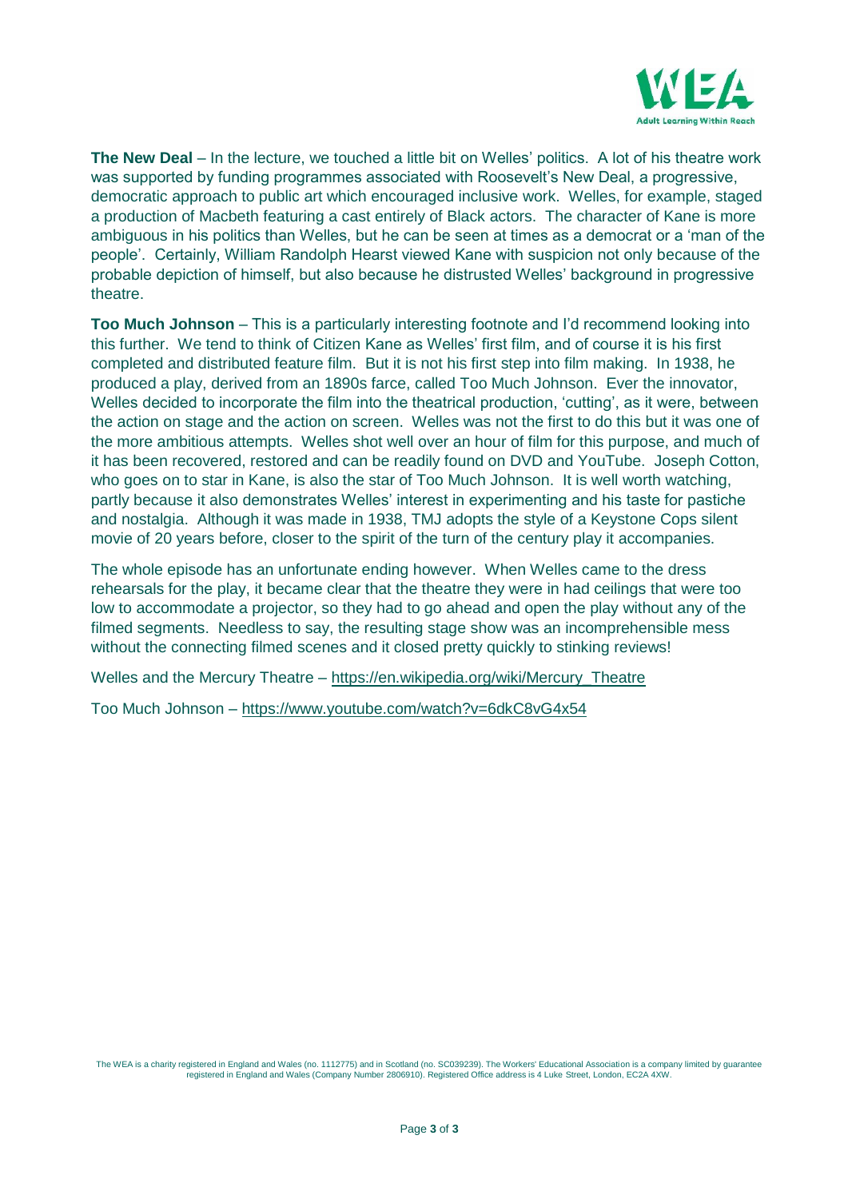**The New Deal** – In the lecture, we touched a little bit on Welles' politics. A lot of his theatre work was supported by funding programmes associated with Roosevelt's New Deal, a progressive, democratic approach to public art which encouraged inclusive work. Welles, for example, staged a production of Macbeth featuring a cast entirely of Black actors. The character of Kane is more ambiguous in his politics than Welles, but he can be seen at times as a democrat or a 'man of the people'. Certainly, William Randolph Hearst viewed Kane with suspicion not only because of the probable depiction of himself, but also because he distrusted Welles' background in progressive theatre.

**Too Much Johnson** – This is a particularly interesting footnote and I'd recommend looking into this further. We tend to think of Citizen Kane as Welles' first film, and of course it is his first completed and distributed feature film. But it is not his first step into film making. In 1938, he produced a play, derived from an 1890s farce, called Too Much Johnson. Ever the innovator, Welles decided to incorporate the film into the theatrical production, 'cutting', as it were, between the action on stage and the action on screen. Welles was not the first to do this but it was one of the more ambitious attempts. Welles shot well over an hour of film for this purpose, and much of it has been recovered, restored and can be readily found on DVD and YouTube. Joseph Cotton, who goes on to star in Kane, is also the star of Too Much Johnson. It is well worth watching, partly because it also demonstrates Welles' interest in experimenting and his taste for pastiche and nostalgia. Although it was made in 1938, TMJ adopts the style of a Keystone Cops silent movie of 20 years before, closer to the spirit of the turn of the century play it accompanies.

The whole episode has an unfortunate ending however. When Welles came to the dress rehearsals for the play, it became clear that the theatre they were in had ceilings that were too low to accommodate a projector, so they had to go ahead and open the play without any of the filmed segments. Needless to say, the resulting stage show was an incomprehensible mess without the connecting filmed scenes and it closed pretty quickly to stinking reviews!

Welles and the Mercury Theatre – https://en.wikipedia.org/wiki/Mercury_Theatre

Too Much Johnson – https://www.youtube.com/watch?v=6dkC8vG4x54